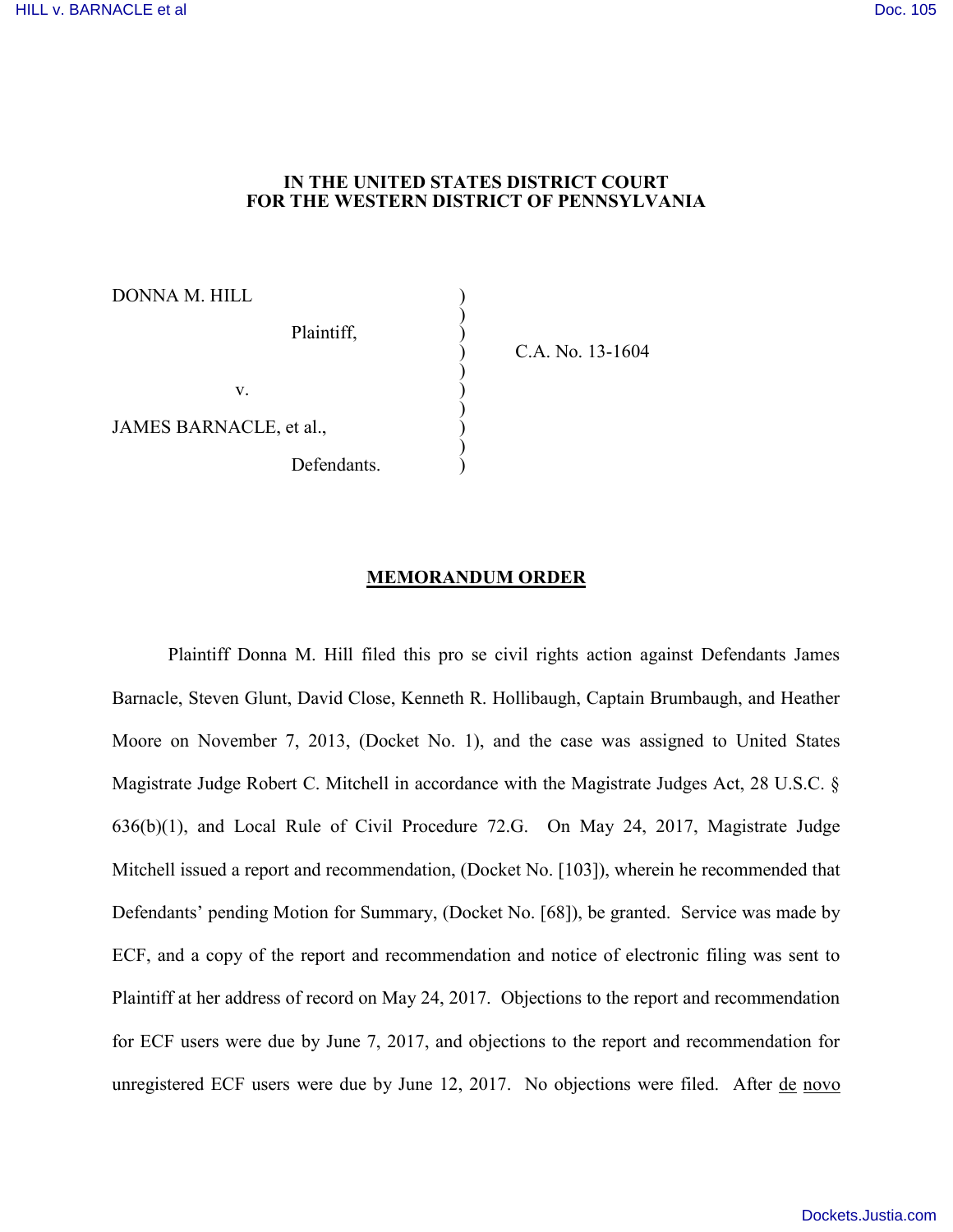**IN THE UNITED STATES DISTRICT COURT**
**FOR THE WESTERN DISTRICT OF PENNSYLVANIA**

| | | |
|---|---|---|
| DONNA M. HILL | ) | |
| Plaintiff, | ) | C.A. No. 13-1604 |
| v. | ) | |
| JAMES BARNACLE, et al., | ) | |
| Defendants. | ) | |

## MEMORANDUM ORDER

Plaintiff Donna M. Hill filed this pro se civil rights action against Defendants James Barnacle, Steven Glunt, David Close, Kenneth R. Hollibaugh, Captain Brumbaugh, and Heather Moore on November 7, 2013, (Docket No. 1), and the case was assigned to United States Magistrate Judge Robert C. Mitchell in accordance with the Magistrate Judges Act, 28 U.S.C. § 636(b)(1), and Local Rule of Civil Procedure 72.G. On May 24, 2017, Magistrate Judge Mitchell issued a report and recommendation, (Docket No. [103]), wherein he recommended that Defendants' pending Motion for Summary, (Docket No. [68]), be granted. Service was made by ECF, and a copy of the report and recommendation and notice of electronic filing was sent to Plaintiff at her address of record on May 24, 2017. Objections to the report and recommendation for ECF users were due by June 7, 2017, and objections to the report and recommendation for unregistered ECF users were due by June 12, 2017. No objections were filed. After de novo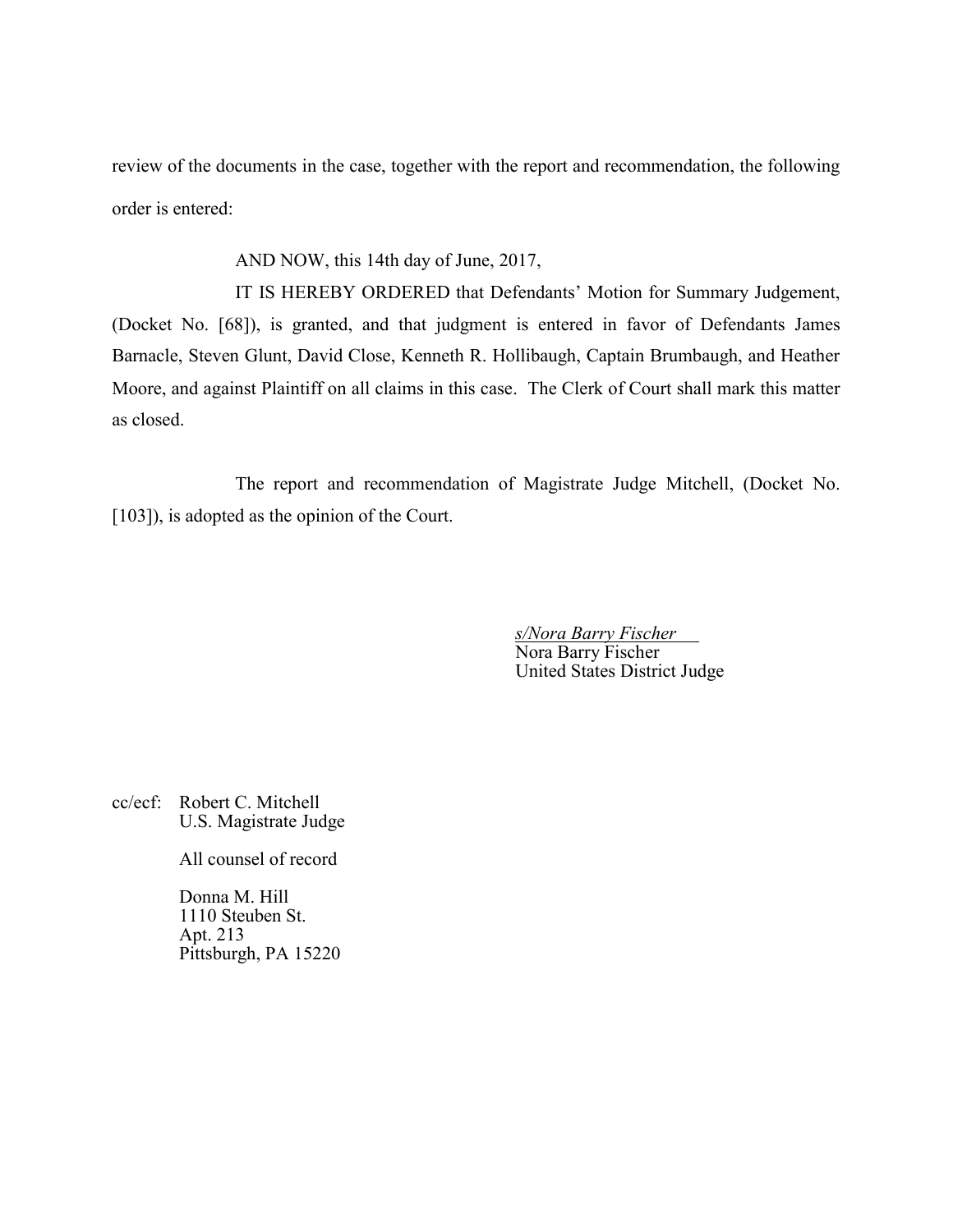review of the documents in the case, together with the report and recommendation, the following order is entered:

AND NOW, this 14th day of June, 2017,

IT IS HEREBY ORDERED that Defendants' Motion for Summary Judgement, (Docket No. [68]), is granted, and that judgment is entered in favor of Defendants James Barnacle, Steven Glunt, David Close, Kenneth R. Hollibaugh, Captain Brumbaugh, and Heather Moore, and against Plaintiff on all claims in this case. The Clerk of Court shall mark this matter as closed.

The report and recommendation of Magistrate Judge Mitchell, (Docket No. [103]), is adopted as the opinion of the Court.

*s/Nora Barry Fischer*
Nora Barry Fischer
United States District Judge

cc/ecf: Robert C. Mitchell
U.S. Magistrate Judge

All counsel of record

Donna M. Hill
1110 Steuben St.
Apt. 213
Pittsburgh, PA 15220